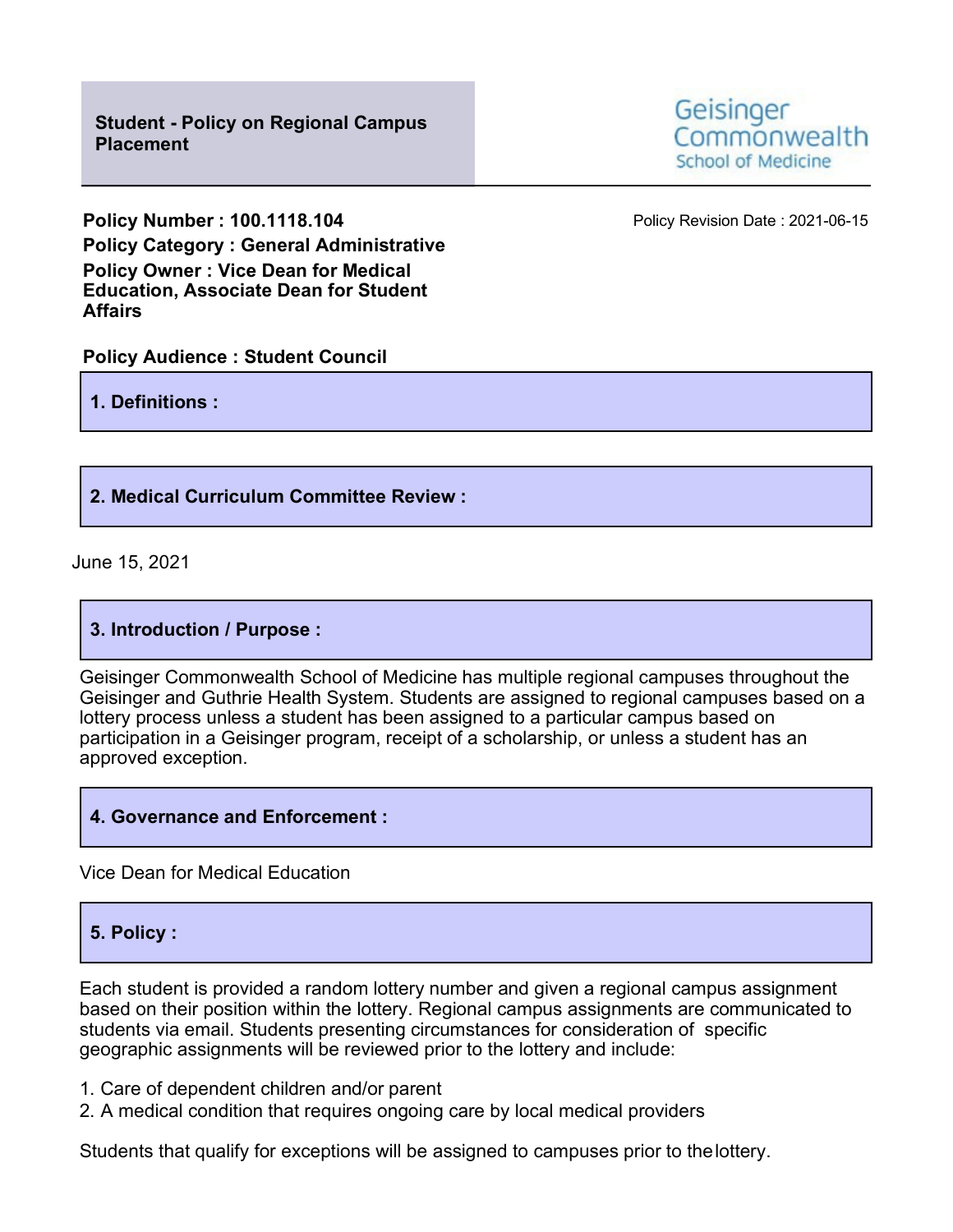# Student - Policy on Regional Campus Placement

Geisinger Commonwealth School of Medicine

**Policy Number : 100.1118.104**

Policy Revision Date : 2021-06-15

**Policy Category : General Administrative**

**Policy Owner : Vice Dean for Medical Education, Associate Dean for Student Affairs**

**Policy Audience : Student Council**

## 1. Definitions :

## 2. Medical Curriculum Committee Review :

June 15, 2021

## 3. Introduction / Purpose :

Geisinger Commonwealth School of Medicine has multiple regional campuses throughout the Geisinger and Guthrie Health System. Students are assigned to regional campuses based on a lottery process unless a student has been assigned to a particular campus based on participation in a Geisinger program, receipt of a scholarship, or unless a student has an approved exception.

## 4. Governance and Enforcement :

Vice Dean for Medical Education

## 5. Policy :

Each student is provided a random lottery number and given a regional campus assignment based on their position within the lottery. Regional campus assignments are communicated to students via email. Students presenting circumstances for consideration of specific geographic assignments will be reviewed prior to the lottery and include:

1. Care of dependent children and/or parent
2. A medical condition that requires ongoing care by local medical providers

Students that qualify for exceptions will be assigned to campuses prior to the lottery.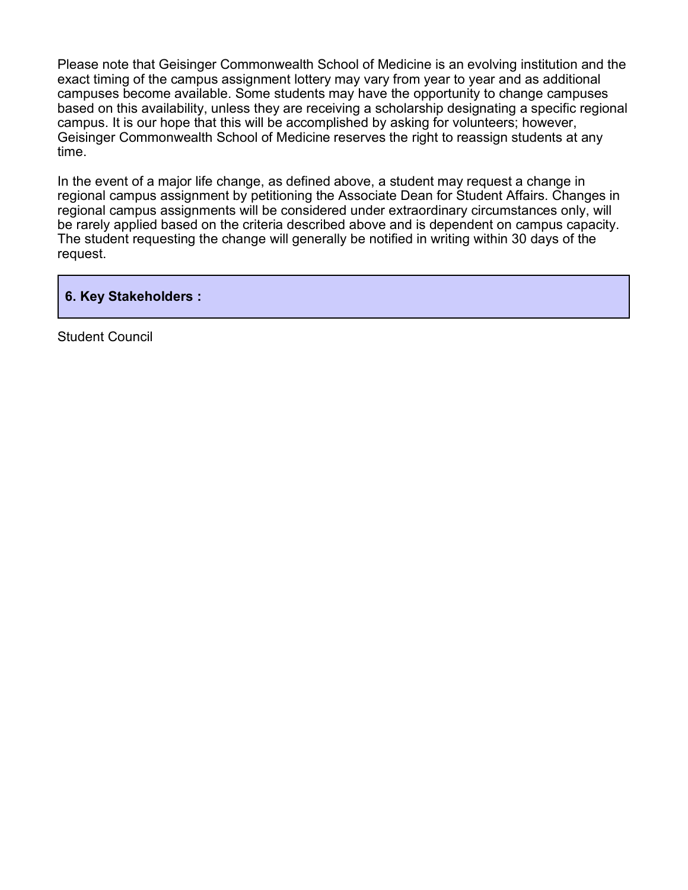Please note that Geisinger Commonwealth School of Medicine is an evolving institution and the exact timing of the campus assignment lottery may vary from year to year and as additional campuses become available. Some students may have the opportunity to change campuses based on this availability, unless they are receiving a scholarship designating a specific regional campus. It is our hope that this will be accomplished by asking for volunteers; however, Geisinger Commonwealth School of Medicine reserves the right to reassign students at any time.

In the event of a major life change, as defined above, a student may request a change in regional campus assignment by petitioning the Associate Dean for Student Affairs. Changes in regional campus assignments will be considered under extraordinary circumstances only, will be rarely applied based on the criteria described above and is dependent on campus capacity. The student requesting the change will generally be notified in writing within 30 days of the request.

## 6. Key Stakeholders :

Student Council